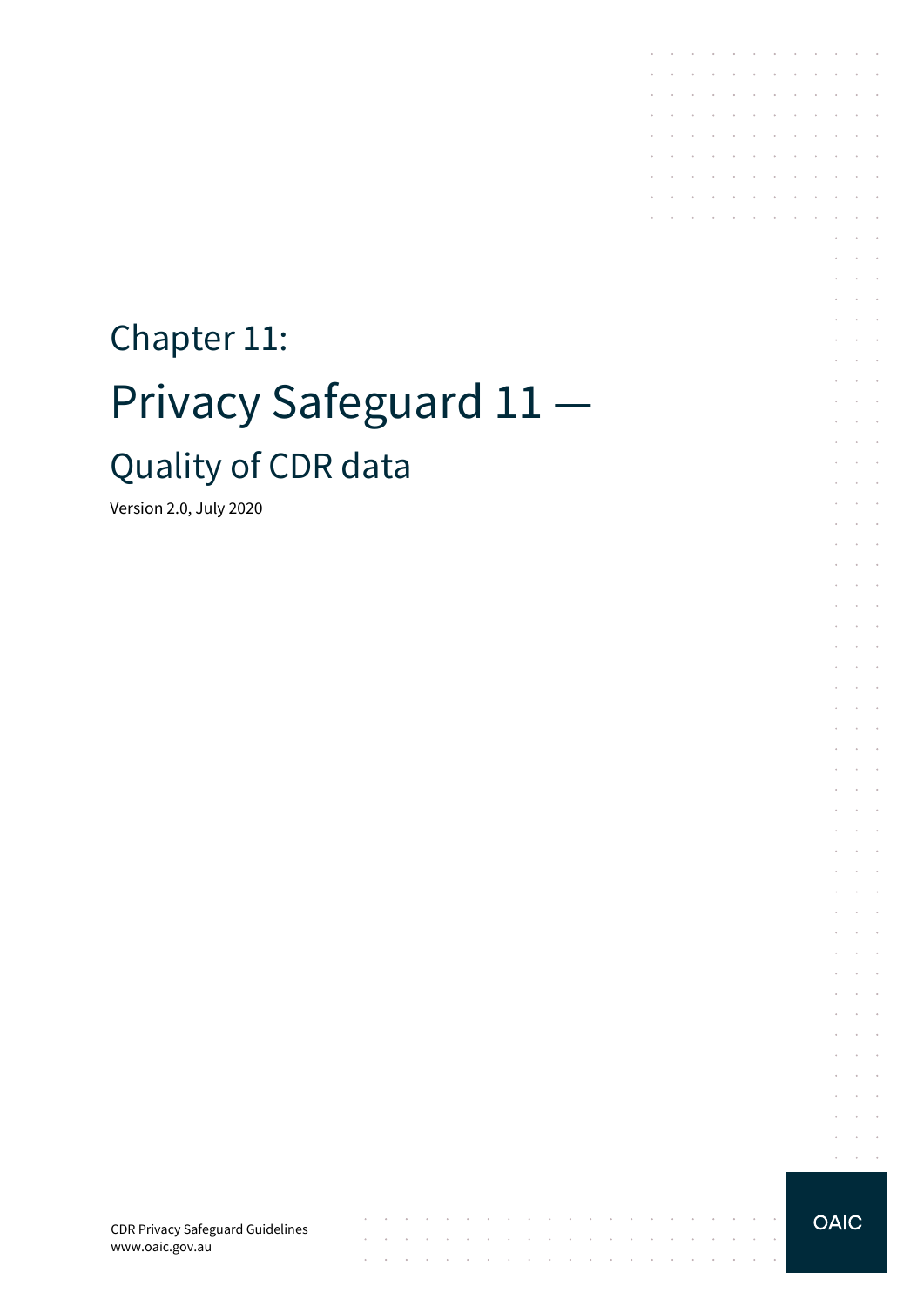# Chapter 11:

# Privacy Safeguard 11 —

## Quality of CDR data

Version 2.0, July 2020

CDR Privacy Safeguard Guidelines
www.oaic.gov.au

OAIC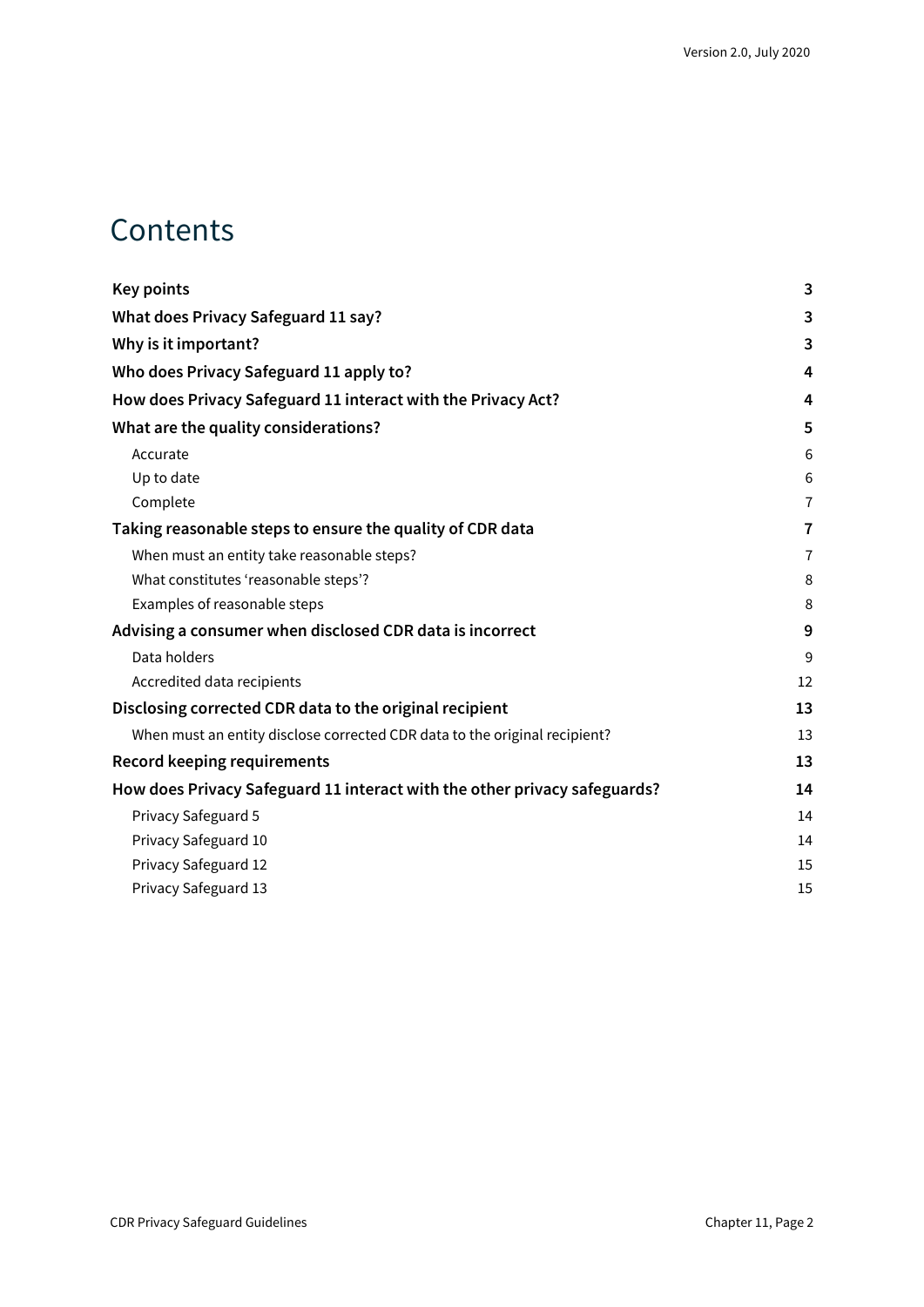# Contents

| | |
|---|---|
| **Key points** | **3** |
| **What does Privacy Safeguard 11 say?** | **3** |
| **Why is it important?** | **3** |
| **Who does Privacy Safeguard 11 apply to?** | **4** |
| **How does Privacy Safeguard 11 interact with the Privacy Act?** | **4** |
| **What are the quality considerations?** | **5** |
| Accurate | 6 |
| Up to date | 6 |
| Complete | 7 |
| **Taking reasonable steps to ensure the quality of CDR data** | **7** |
| When must an entity take reasonable steps? | 7 |
| What constitutes 'reasonable steps'? | 8 |
| Examples of reasonable steps | 8 |
| **Advising a consumer when disclosed CDR data is incorrect** | **9** |
| Data holders | 9 |
| Accredited data recipients | 12 |
| **Disclosing corrected CDR data to the original recipient** | **13** |
| When must an entity disclose corrected CDR data to the original recipient? | 13 |
| **Record keeping requirements** | **13** |
| **How does Privacy Safeguard 11 interact with the other privacy safeguards?** | **14** |
| Privacy Safeguard 5 | 14 |
| Privacy Safeguard 10 | 14 |
| Privacy Safeguard 12 | 15 |
| Privacy Safeguard 13 | 15 |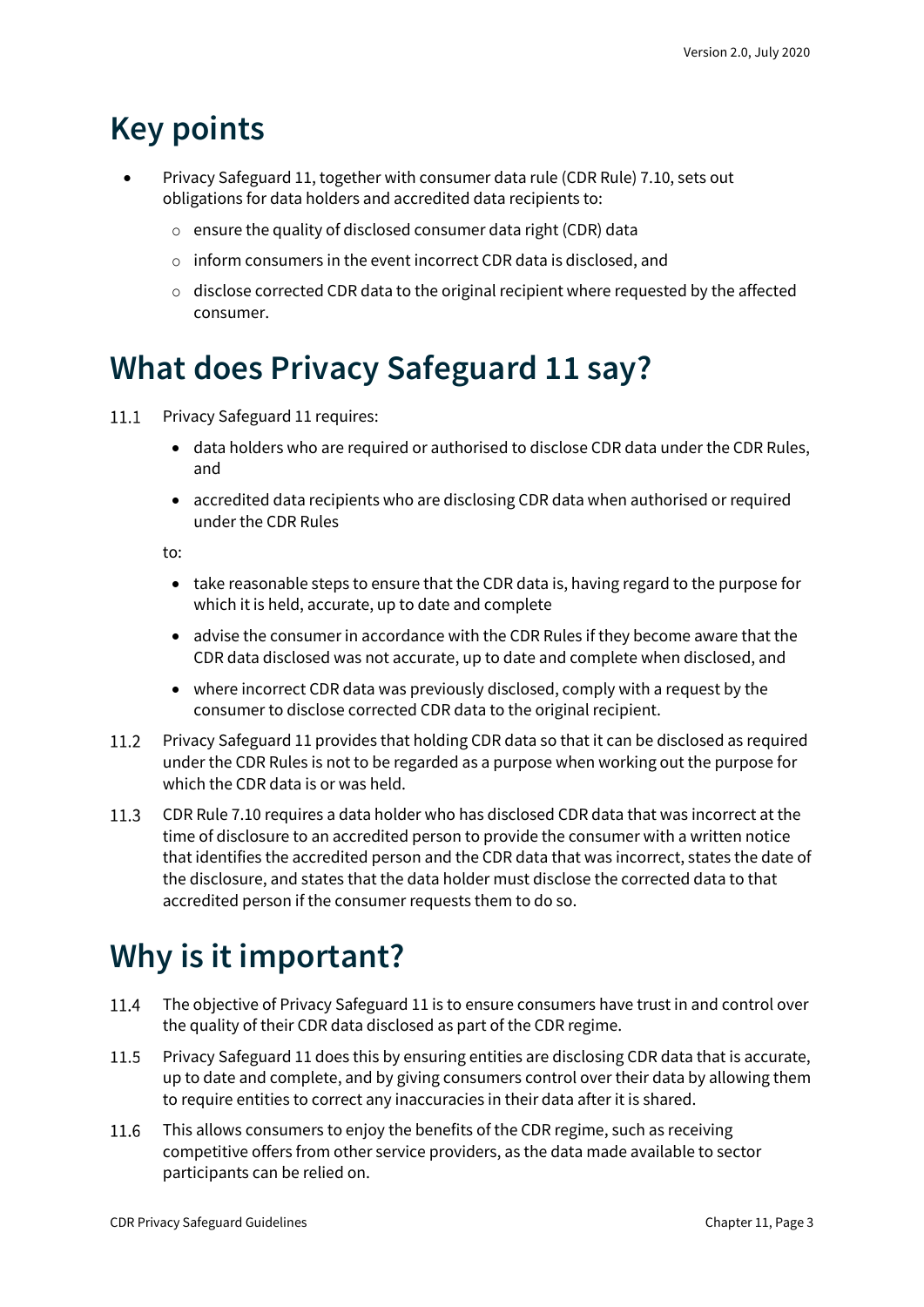# Key points

- Privacy Safeguard 11, together with consumer data rule (CDR Rule) 7.10, sets out obligations for data holders and accredited data recipients to:
  - ensure the quality of disclosed consumer data right (CDR) data
  - inform consumers in the event incorrect CDR data is disclosed, and
  - disclose corrected CDR data to the original recipient where requested by the affected consumer.

# What does Privacy Safeguard 11 say?

11.1 Privacy Safeguard 11 requires:

- data holders who are required or authorised to disclose CDR data under the CDR Rules, and
- accredited data recipients who are disclosing CDR data when authorised or required under the CDR Rules

to:

- take reasonable steps to ensure that the CDR data is, having regard to the purpose for which it is held, accurate, up to date and complete
- advise the consumer in accordance with the CDR Rules if they become aware that the CDR data disclosed was not accurate, up to date and complete when disclosed, and
- where incorrect CDR data was previously disclosed, comply with a request by the consumer to disclose corrected CDR data to the original recipient.

11.2 Privacy Safeguard 11 provides that holding CDR data so that it can be disclosed as required under the CDR Rules is not to be regarded as a purpose when working out the purpose for which the CDR data is or was held.

11.3 CDR Rule 7.10 requires a data holder who has disclosed CDR data that was incorrect at the time of disclosure to an accredited person to provide the consumer with a written notice that identifies the accredited person and the CDR data that was incorrect, states the date of the disclosure, and states that the data holder must disclose the corrected data to that accredited person if the consumer requests them to do so.

# Why is it important?

11.4 The objective of Privacy Safeguard 11 is to ensure consumers have trust in and control over the quality of their CDR data disclosed as part of the CDR regime.

11.5 Privacy Safeguard 11 does this by ensuring entities are disclosing CDR data that is accurate, up to date and complete, and by giving consumers control over their data by allowing them to require entities to correct any inaccuracies in their data after it is shared.

11.6 This allows consumers to enjoy the benefits of the CDR regime, such as receiving competitive offers from other service providers, as the data made available to sector participants can be relied on.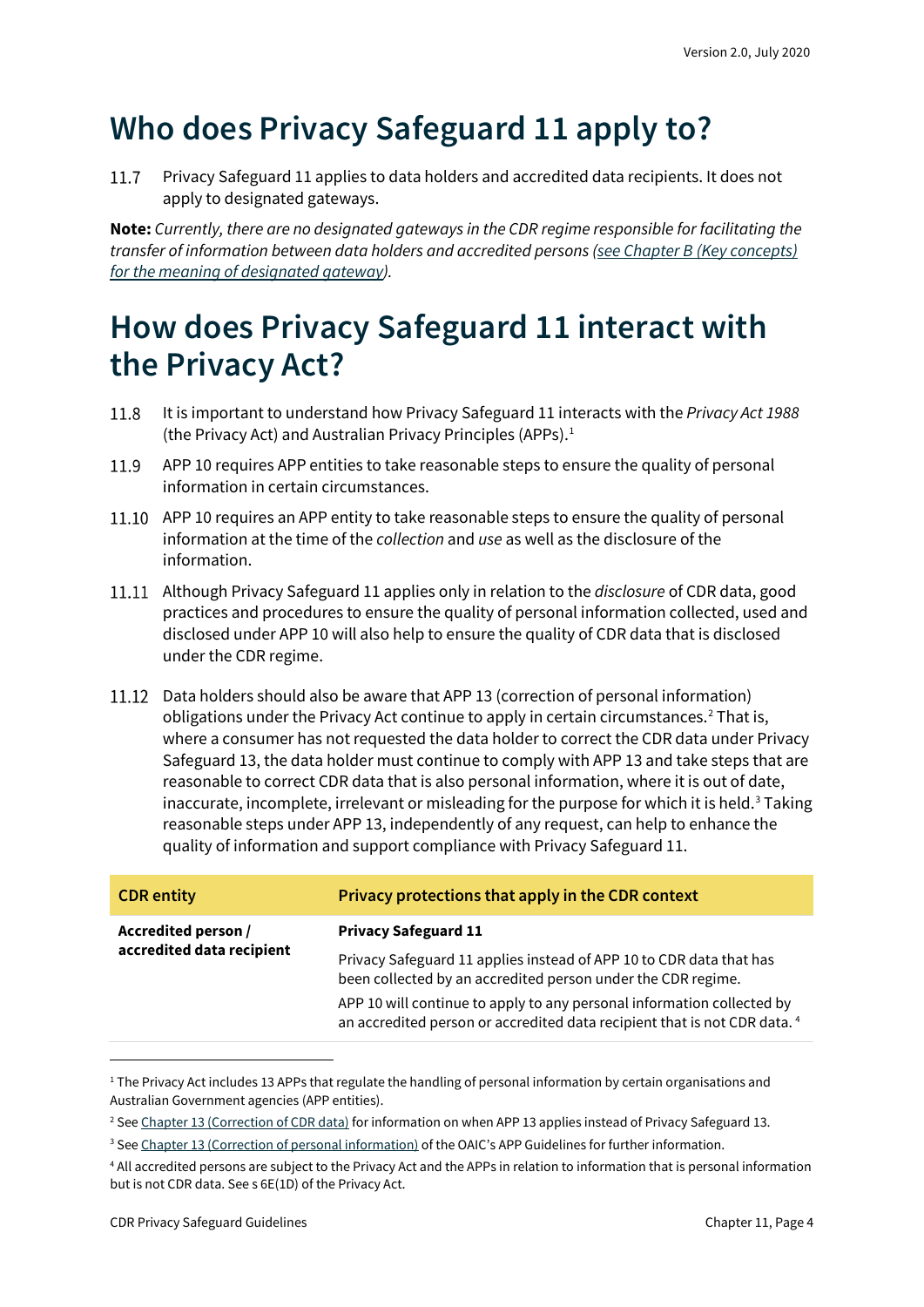# Who does Privacy Safeguard 11 apply to?

11.7 Privacy Safeguard 11 applies to data holders and accredited data recipients. It does not apply to designated gateways.

**Note:** *Currently, there are no designated gateways in the CDR regime responsible for facilitating the transfer of information between data holders and accredited persons (see Chapter B (Key concepts) for the meaning of designated gateway).*

# How does Privacy Safeguard 11 interact with the Privacy Act?

11.8 It is important to understand how Privacy Safeguard 11 interacts with the *Privacy Act 1988* (the Privacy Act) and Australian Privacy Principles (APPs).[1]

11.9 APP 10 requires APP entities to take reasonable steps to ensure the quality of personal information in certain circumstances.

11.10 APP 10 requires an APP entity to take reasonable steps to ensure the quality of personal information at the time of the *collection* and *use* as well as the disclosure of the information.

11.11 Although Privacy Safeguard 11 applies only in relation to the *disclosure* of CDR data, good practices and procedures to ensure the quality of personal information collected, used and disclosed under APP 10 will also help to ensure the quality of CDR data that is disclosed under the CDR regime.

11.12 Data holders should also be aware that APP 13 (correction of personal information) obligations under the Privacy Act continue to apply in certain circumstances.[2] That is, where a consumer has not requested the data holder to correct the CDR data under Privacy Safeguard 13, the data holder must continue to comply with APP 13 and take steps that are reasonable to correct CDR data that is also personal information, where it is out of date, inaccurate, incomplete, irrelevant or misleading for the purpose for which it is held.[3] Taking reasonable steps under APP 13, independently of any request, can help to enhance the quality of information and support compliance with Privacy Safeguard 11.

| CDR entity | Privacy protections that apply in the CDR context |
| --- | --- |
| **Accredited person / accredited data recipient** | **Privacy Safeguard 11**<br>Privacy Safeguard 11 applies instead of APP 10 to CDR data that has been collected by an accredited person under the CDR regime.<br>APP 10 will continue to apply to any personal information collected by an accredited person or accredited data recipient that is not CDR data.[4] |

[1] The Privacy Act includes 13 APPs that regulate the handling of personal information by certain organisations and Australian Government agencies (APP entities).

[2] See Chapter 13 (Correction of CDR data) for information on when APP 13 applies instead of Privacy Safeguard 13.

[3] See Chapter 13 (Correction of personal information) of the OAIC's APP Guidelines for further information.

[4] All accredited persons are subject to the Privacy Act and the APPs in relation to information that is personal information but is not CDR data. See s 6E(1D) of the Privacy Act.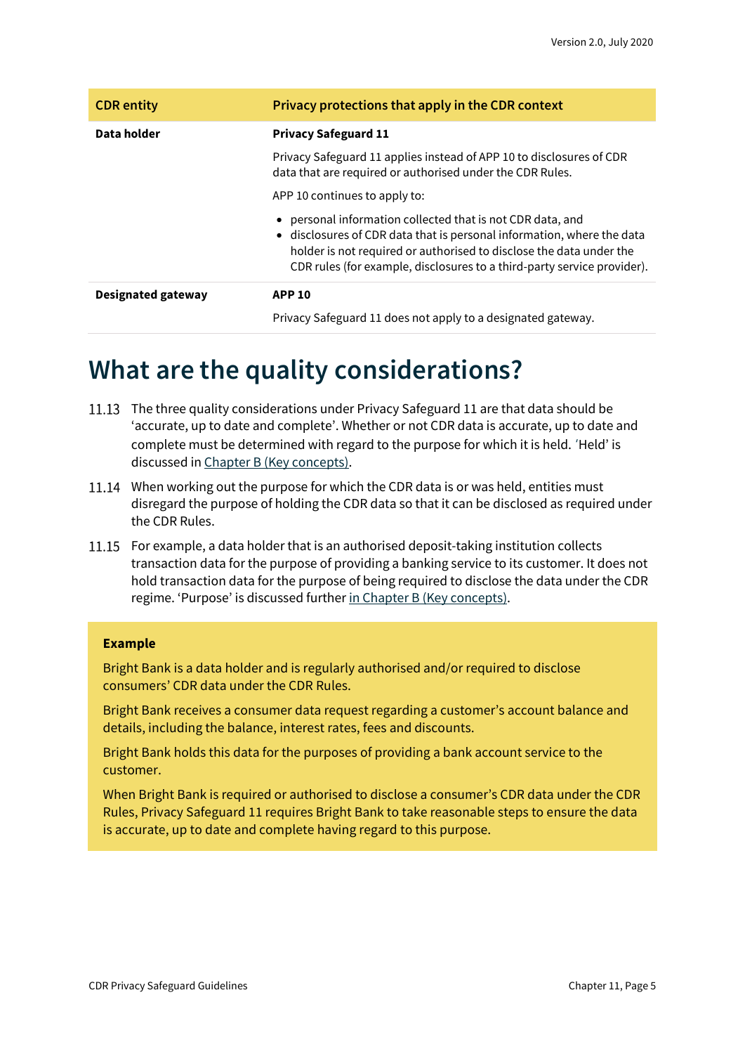| CDR entity | Privacy protections that apply in the CDR context |
| --- | --- |
| **Data holder** | **Privacy Safeguard 11**<br><br>Privacy Safeguard 11 applies instead of APP 10 to disclosures of CDR data that are required or authorised under the CDR Rules.<br><br>APP 10 continues to apply to:<br><br>• personal information collected that is not CDR data, and<br>• disclosures of CDR data that is personal information, where the data holder is not required or authorised to disclose the data under the CDR rules (for example, disclosures to a third-party service provider). |
| **Designated gateway** | **APP 10**<br><br>Privacy Safeguard 11 does not apply to a designated gateway. |

# What are the quality considerations?

11.13 The three quality considerations under Privacy Safeguard 11 are that data should be 'accurate, up to date and complete'. Whether or not CDR data is accurate, up to date and complete must be determined with regard to the purpose for which it is held. 'Held' is discussed in Chapter B (Key concepts).

11.14 When working out the purpose for which the CDR data is or was held, entities must disregard the purpose of holding the CDR data so that it can be disclosed as required under the CDR Rules.

11.15 For example, a data holder that is an authorised deposit-taking institution collects transaction data for the purpose of providing a banking service to its customer. It does not hold transaction data for the purpose of being required to disclose the data under the CDR regime. 'Purpose' is discussed further in Chapter B (Key concepts).

> **Example**
>
> Bright Bank is a data holder and is regularly authorised and/or required to disclose consumers' CDR data under the CDR Rules.
>
> Bright Bank receives a consumer data request regarding a customer's account balance and details, including the balance, interest rates, fees and discounts.
>
> Bright Bank holds this data for the purposes of providing a bank account service to the customer.
>
> When Bright Bank is required or authorised to disclose a consumer's CDR data under the CDR Rules, Privacy Safeguard 11 requires Bright Bank to take reasonable steps to ensure the data is accurate, up to date and complete having regard to this purpose.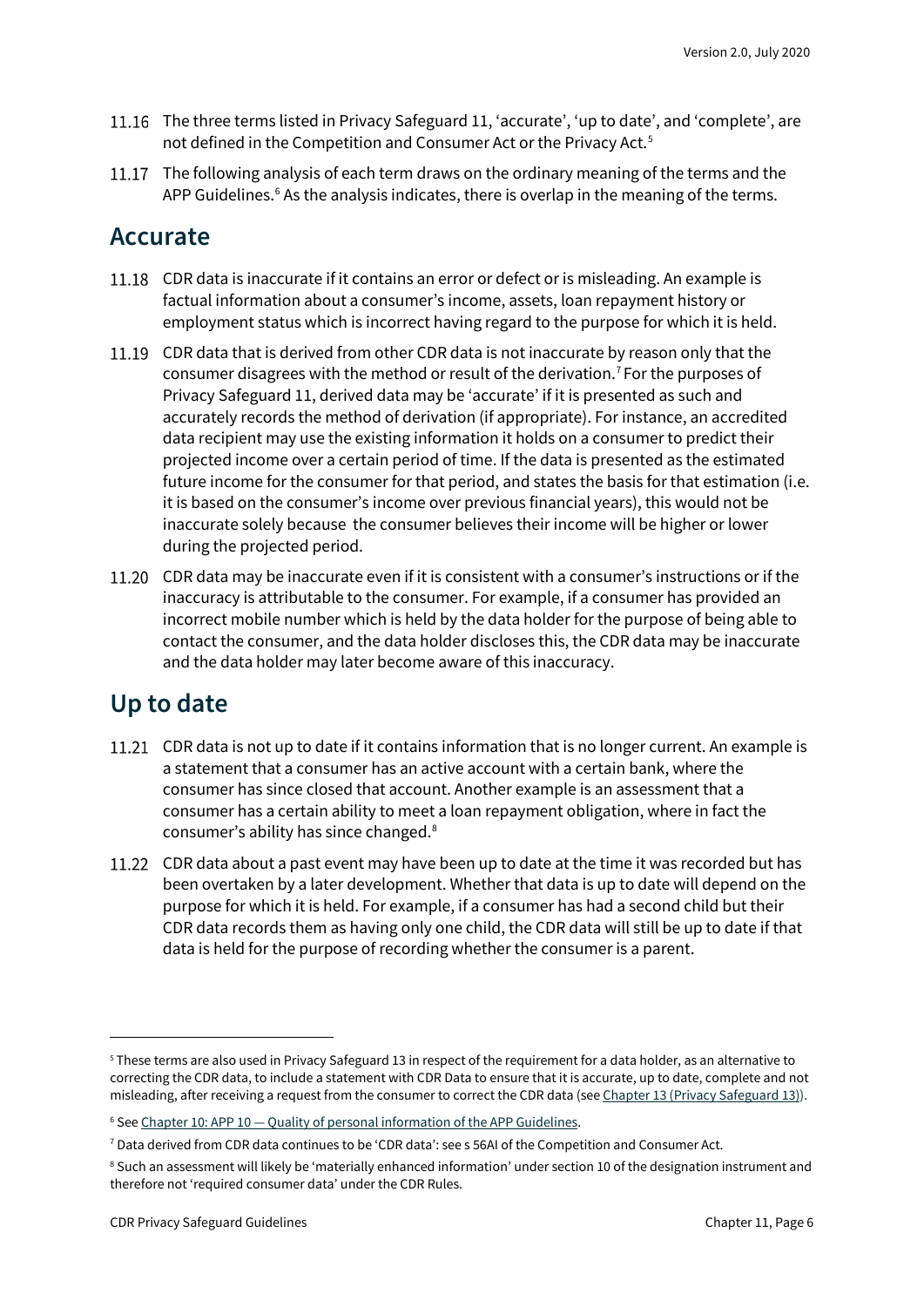11.16 The three terms listed in Privacy Safeguard 11, 'accurate', 'up to date', and 'complete', are not defined in the Competition and Consumer Act or the Privacy Act.[5]

11.17 The following analysis of each term draws on the ordinary meaning of the terms and the APP Guidelines.[6] As the analysis indicates, there is overlap in the meaning of the terms.

## Accurate

11.18 CDR data is inaccurate if it contains an error or defect or is misleading. An example is factual information about a consumer's income, assets, loan repayment history or employment status which is incorrect having regard to the purpose for which it is held.

11.19 CDR data that is derived from other CDR data is not inaccurate by reason only that the consumer disagrees with the method or result of the derivation.[7] For the purposes of Privacy Safeguard 11, derived data may be 'accurate' if it is presented as such and accurately records the method of derivation (if appropriate). For instance, an accredited data recipient may use the existing information it holds on a consumer to predict their projected income over a certain period of time. If the data is presented as the estimated future income for the consumer for that period, and states the basis for that estimation (i.e. it is based on the consumer's income over previous financial years), this would not be inaccurate solely because the consumer believes their income will be higher or lower during the projected period.

11.20 CDR data may be inaccurate even if it is consistent with a consumer's instructions or if the inaccuracy is attributable to the consumer. For example, if a consumer has provided an incorrect mobile number which is held by the data holder for the purpose of being able to contact the consumer, and the data holder discloses this, the CDR data may be inaccurate and the data holder may later become aware of this inaccuracy.

## Up to date

11.21 CDR data is not up to date if it contains information that is no longer current. An example is a statement that a consumer has an active account with a certain bank, where the consumer has since closed that account. Another example is an assessment that a consumer has a certain ability to meet a loan repayment obligation, where in fact the consumer's ability has since changed.[8]

11.22 CDR data about a past event may have been up to date at the time it was recorded but has been overtaken by a later development. Whether that data is up to date will depend on the purpose for which it is held. For example, if a consumer has had a second child but their CDR data records them as having only one child, the CDR data will still be up to date if that data is held for the purpose of recording whether the consumer is a parent.

---

[5] These terms are also used in Privacy Safeguard 13 in respect of the requirement for a data holder, as an alternative to correcting the CDR data, to include a statement with CDR Data to ensure that it is accurate, up to date, complete and not misleading, after receiving a request from the consumer to correct the CDR data (see Chapter 13 (Privacy Safeguard 13)).

[6] See Chapter 10: APP 10 — Quality of personal information of the APP Guidelines.

[7] Data derived from CDR data continues to be 'CDR data': see s 56AI of the Competition and Consumer Act.

[8] Such an assessment will likely be 'materially enhanced information' under section 10 of the designation instrument and therefore not 'required consumer data' under the CDR Rules.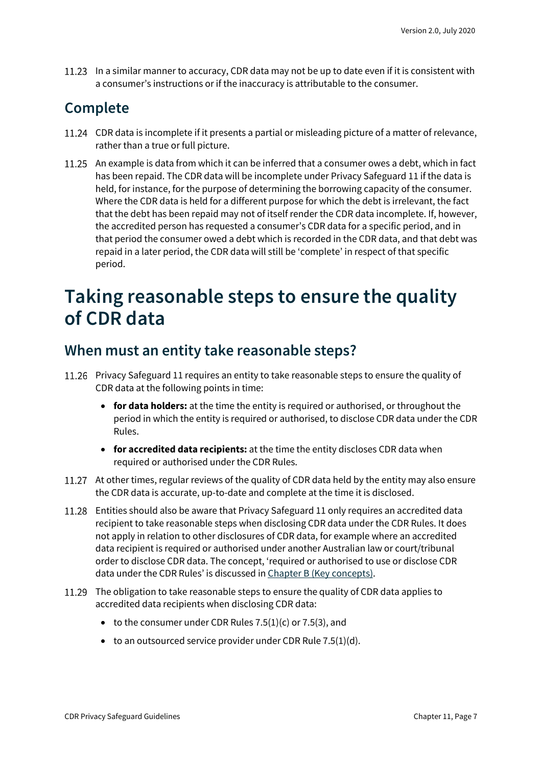11.23 In a similar manner to accuracy, CDR data may not be up to date even if it is consistent with a consumer's instructions or if the inaccuracy is attributable to the consumer.

## Complete

11.24 CDR data is incomplete if it presents a partial or misleading picture of a matter of relevance, rather than a true or full picture.

11.25 An example is data from which it can be inferred that a consumer owes a debt, which in fact has been repaid. The CDR data will be incomplete under Privacy Safeguard 11 if the data is held, for instance, for the purpose of determining the borrowing capacity of the consumer. Where the CDR data is held for a different purpose for which the debt is irrelevant, the fact that the debt has been repaid may not of itself render the CDR data incomplete. If, however, the accredited person has requested a consumer's CDR data for a specific period, and in that period the consumer owed a debt which is recorded in the CDR data, and that debt was repaid in a later period, the CDR data will still be 'complete' in respect of that specific period.

# Taking reasonable steps to ensure the quality of CDR data

## When must an entity take reasonable steps?

11.26 Privacy Safeguard 11 requires an entity to take reasonable steps to ensure the quality of CDR data at the following points in time:

- **for data holders:** at the time the entity is required or authorised, or throughout the period in which the entity is required or authorised, to disclose CDR data under the CDR Rules.
- **for accredited data recipients:** at the time the entity discloses CDR data when required or authorised under the CDR Rules.

11.27 At other times, regular reviews of the quality of CDR data held by the entity may also ensure the CDR data is accurate, up-to-date and complete at the time it is disclosed.

11.28 Entities should also be aware that Privacy Safeguard 11 only requires an accredited data recipient to take reasonable steps when disclosing CDR data under the CDR Rules. It does not apply in relation to other disclosures of CDR data, for example where an accredited data recipient is required or authorised under another Australian law or court/tribunal order to disclose CDR data. The concept, 'required or authorised to use or disclose CDR data under the CDR Rules' is discussed in Chapter B (Key concepts).

11.29 The obligation to take reasonable steps to ensure the quality of CDR data applies to accredited data recipients when disclosing CDR data:

- to the consumer under CDR Rules 7.5(1)(c) or 7.5(3), and
- to an outsourced service provider under CDR Rule 7.5(1)(d).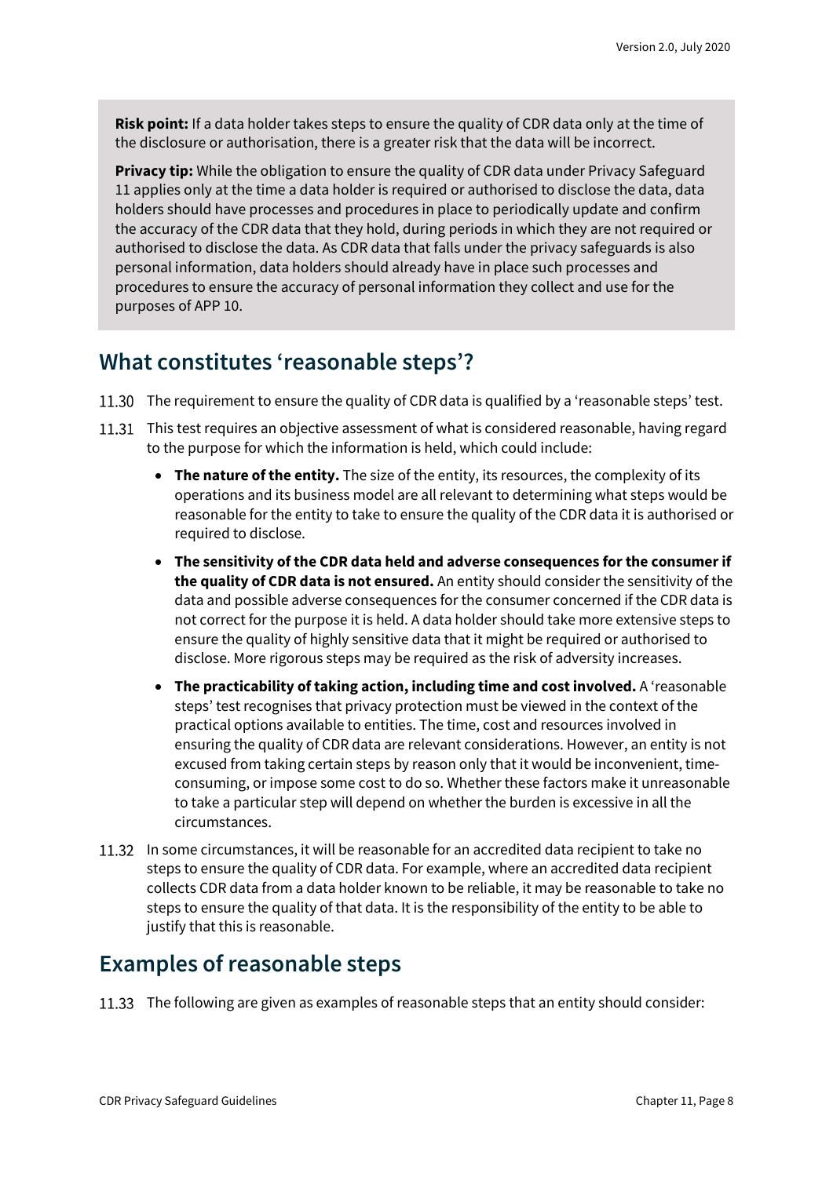**Risk point:** If a data holder takes steps to ensure the quality of CDR data only at the time of the disclosure or authorisation, there is a greater risk that the data will be incorrect.

**Privacy tip:** While the obligation to ensure the quality of CDR data under Privacy Safeguard 11 applies only at the time a data holder is required or authorised to disclose the data, data holders should have processes and procedures in place to periodically update and confirm the accuracy of the CDR data that they hold, during periods in which they are not required or authorised to disclose the data. As CDR data that falls under the privacy safeguards is also personal information, data holders should already have in place such processes and procedures to ensure the accuracy of personal information they collect and use for the purposes of APP 10.

## What constitutes 'reasonable steps'?

11.30 The requirement to ensure the quality of CDR data is qualified by a 'reasonable steps' test.

11.31 This test requires an objective assessment of what is considered reasonable, having regard to the purpose for which the information is held, which could include:

- **The nature of the entity.** The size of the entity, its resources, the complexity of its operations and its business model are all relevant to determining what steps would be reasonable for the entity to take to ensure the quality of the CDR data it is authorised or required to disclose.
- **The sensitivity of the CDR data held and adverse consequences for the consumer if the quality of CDR data is not ensured.** An entity should consider the sensitivity of the data and possible adverse consequences for the consumer concerned if the CDR data is not correct for the purpose it is held. A data holder should take more extensive steps to ensure the quality of highly sensitive data that it might be required or authorised to disclose. More rigorous steps may be required as the risk of adversity increases.
- **The practicability of taking action, including time and cost involved.** A 'reasonable steps' test recognises that privacy protection must be viewed in the context of the practical options available to entities. The time, cost and resources involved in ensuring the quality of CDR data are relevant considerations. However, an entity is not excused from taking certain steps by reason only that it would be inconvenient, time-consuming, or impose some cost to do so. Whether these factors make it unreasonable to take a particular step will depend on whether the burden is excessive in all the circumstances.

11.32 In some circumstances, it will be reasonable for an accredited data recipient to take no steps to ensure the quality of CDR data. For example, where an accredited data recipient collects CDR data from a data holder known to be reliable, it may be reasonable to take no steps to ensure the quality of that data. It is the responsibility of the entity to be able to justify that this is reasonable.

## Examples of reasonable steps

11.33 The following are given as examples of reasonable steps that an entity should consider: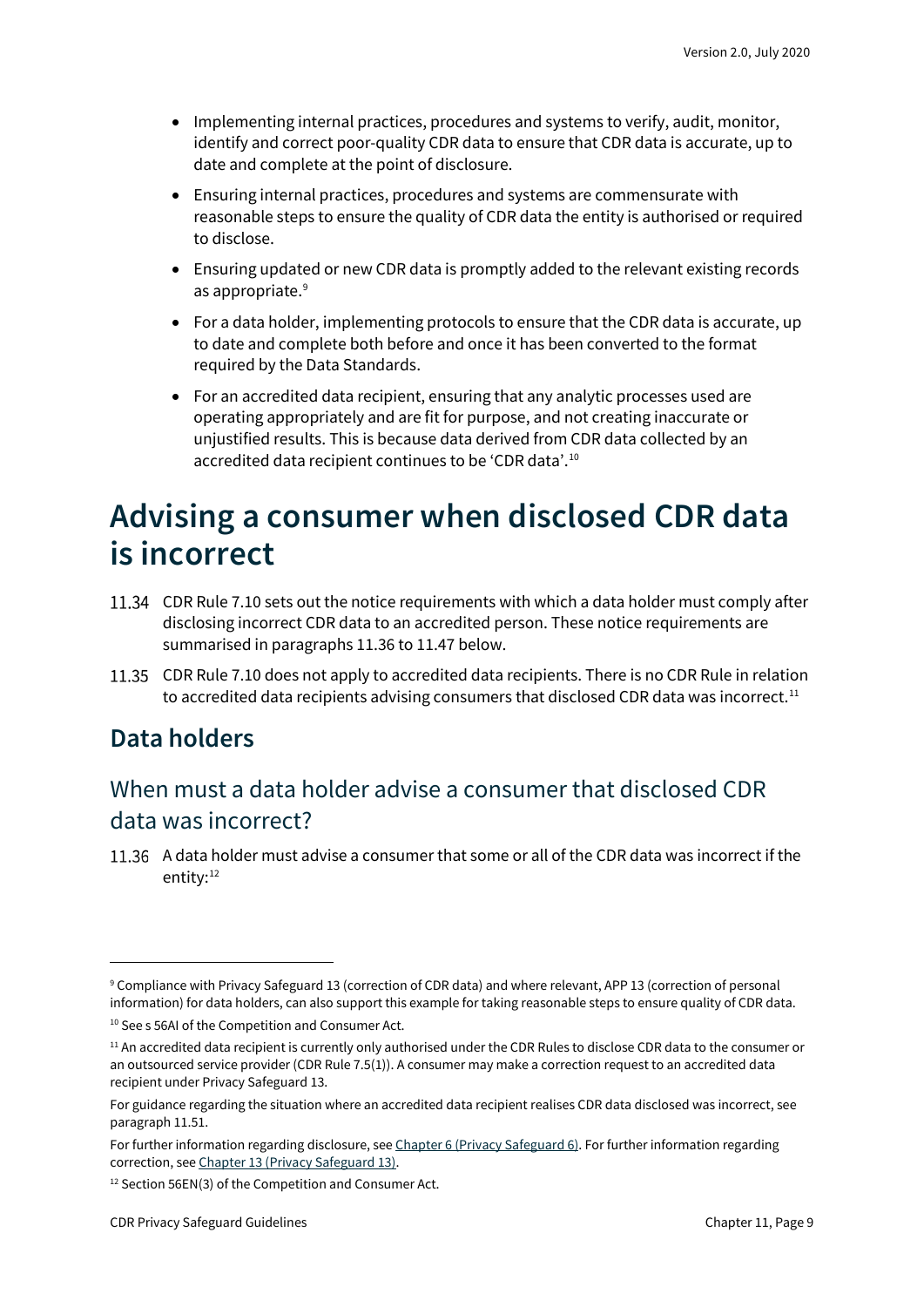- Implementing internal practices, procedures and systems to verify, audit, monitor, identify and correct poor-quality CDR data to ensure that CDR data is accurate, up to date and complete at the point of disclosure.
- Ensuring internal practices, procedures and systems are commensurate with reasonable steps to ensure the quality of CDR data the entity is authorised or required to disclose.
- Ensuring updated or new CDR data is promptly added to the relevant existing records as appropriate.[9]
- For a data holder, implementing protocols to ensure that the CDR data is accurate, up to date and complete both before and once it has been converted to the format required by the Data Standards.
- For an accredited data recipient, ensuring that any analytic processes used are operating appropriately and are fit for purpose, and not creating inaccurate or unjustified results. This is because data derived from CDR data collected by an accredited data recipient continues to be 'CDR data'.[10]

# Advising a consumer when disclosed CDR data is incorrect

11.34 CDR Rule 7.10 sets out the notice requirements with which a data holder must comply after disclosing incorrect CDR data to an accredited person. These notice requirements are summarised in paragraphs 11.36 to 11.47 below.

11.35 CDR Rule 7.10 does not apply to accredited data recipients. There is no CDR Rule in relation to accredited data recipients advising consumers that disclosed CDR data was incorrect.[11]

## Data holders

### When must a data holder advise a consumer that disclosed CDR data was incorrect?

11.36 A data holder must advise a consumer that some or all of the CDR data was incorrect if the entity:[12]

---

[9] Compliance with Privacy Safeguard 13 (correction of CDR data) and where relevant, APP 13 (correction of personal information) for data holders, can also support this example for taking reasonable steps to ensure quality of CDR data.

[10] See s 56AI of the Competition and Consumer Act.

[11] An accredited data recipient is currently only authorised under the CDR Rules to disclose CDR data to the consumer or an outsourced service provider (CDR Rule 7.5(1)). A consumer may make a correction request to an accredited data recipient under Privacy Safeguard 13.

For guidance regarding the situation where an accredited data recipient realises CDR data disclosed was incorrect, see paragraph 11.51.

For further information regarding disclosure, see [Chapter 6 (Privacy Safeguard 6)](). For further information regarding correction, see [Chapter 13 (Privacy Safeguard 13)]().

[12] Section 56EN(3) of the Competition and Consumer Act.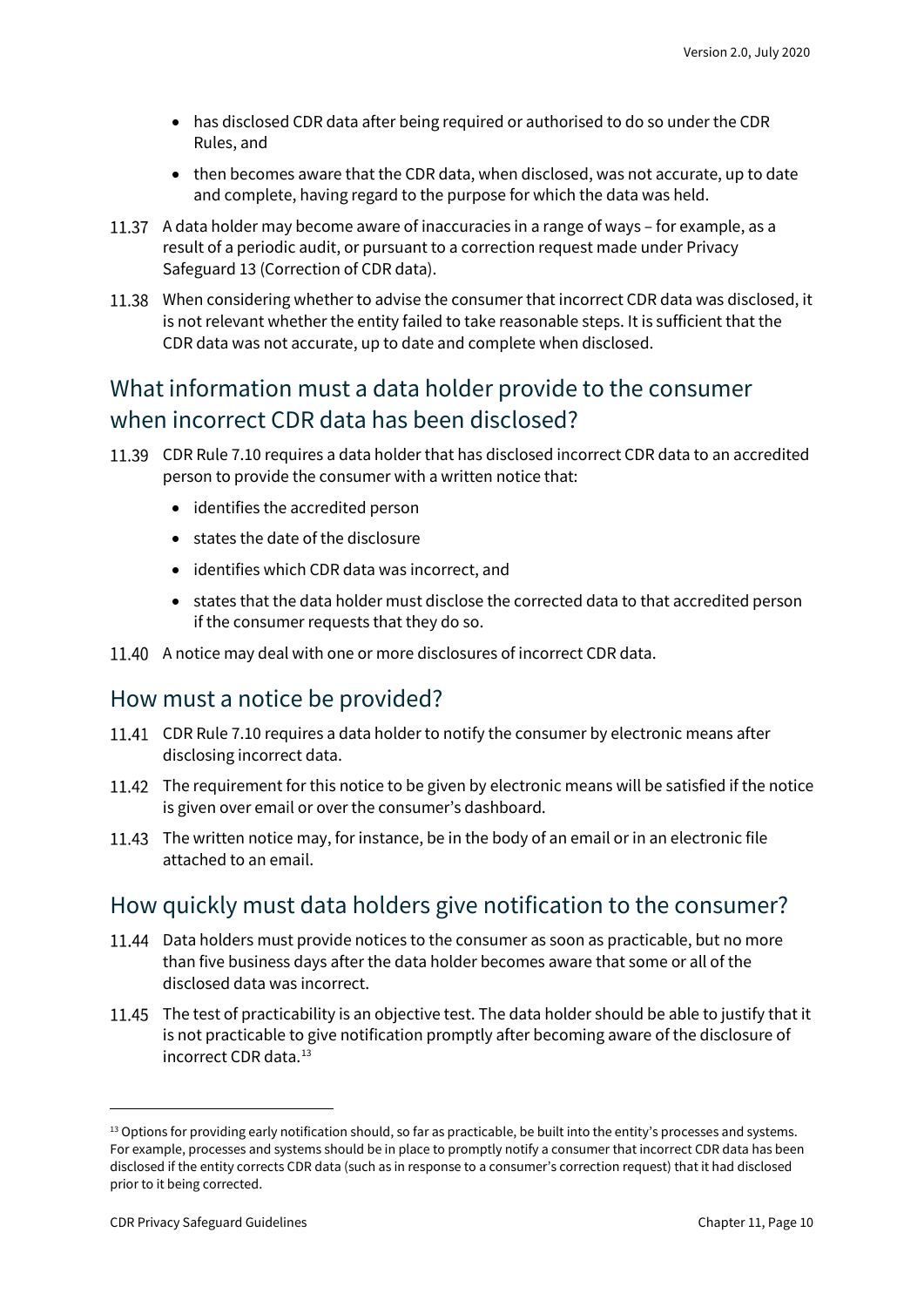- has disclosed CDR data after being required or authorised to do so under the CDR Rules, and
- then becomes aware that the CDR data, when disclosed, was not accurate, up to date and complete, having regard to the purpose for which the data was held.

11.37 A data holder may become aware of inaccuracies in a range of ways – for example, as a result of a periodic audit, or pursuant to a correction request made under Privacy Safeguard 13 (Correction of CDR data).

11.38 When considering whether to advise the consumer that incorrect CDR data was disclosed, it is not relevant whether the entity failed to take reasonable steps. It is sufficient that the CDR data was not accurate, up to date and complete when disclosed.

## What information must a data holder provide to the consumer when incorrect CDR data has been disclosed?

11.39 CDR Rule 7.10 requires a data holder that has disclosed incorrect CDR data to an accredited person to provide the consumer with a written notice that:

- identifies the accredited person
- states the date of the disclosure
- identifies which CDR data was incorrect, and
- states that the data holder must disclose the corrected data to that accredited person if the consumer requests that they do so.

11.40 A notice may deal with one or more disclosures of incorrect CDR data.

## How must a notice be provided?

11.41 CDR Rule 7.10 requires a data holder to notify the consumer by electronic means after disclosing incorrect data.

11.42 The requirement for this notice to be given by electronic means will be satisfied if the notice is given over email or over the consumer's dashboard.

11.43 The written notice may, for instance, be in the body of an email or in an electronic file attached to an email.

## How quickly must data holders give notification to the consumer?

11.44 Data holders must provide notices to the consumer as soon as practicable, but no more than five business days after the data holder becomes aware that some or all of the disclosed data was incorrect.

11.45 The test of practicability is an objective test. The data holder should be able to justify that it is not practicable to give notification promptly after becoming aware of the disclosure of incorrect CDR data.[13]

[13] Options for providing early notification should, so far as practicable, be built into the entity's processes and systems. For example, processes and systems should be in place to promptly notify a consumer that incorrect CDR data has been disclosed if the entity corrects CDR data (such as in response to a consumer's correction request) that it had disclosed prior to it being corrected.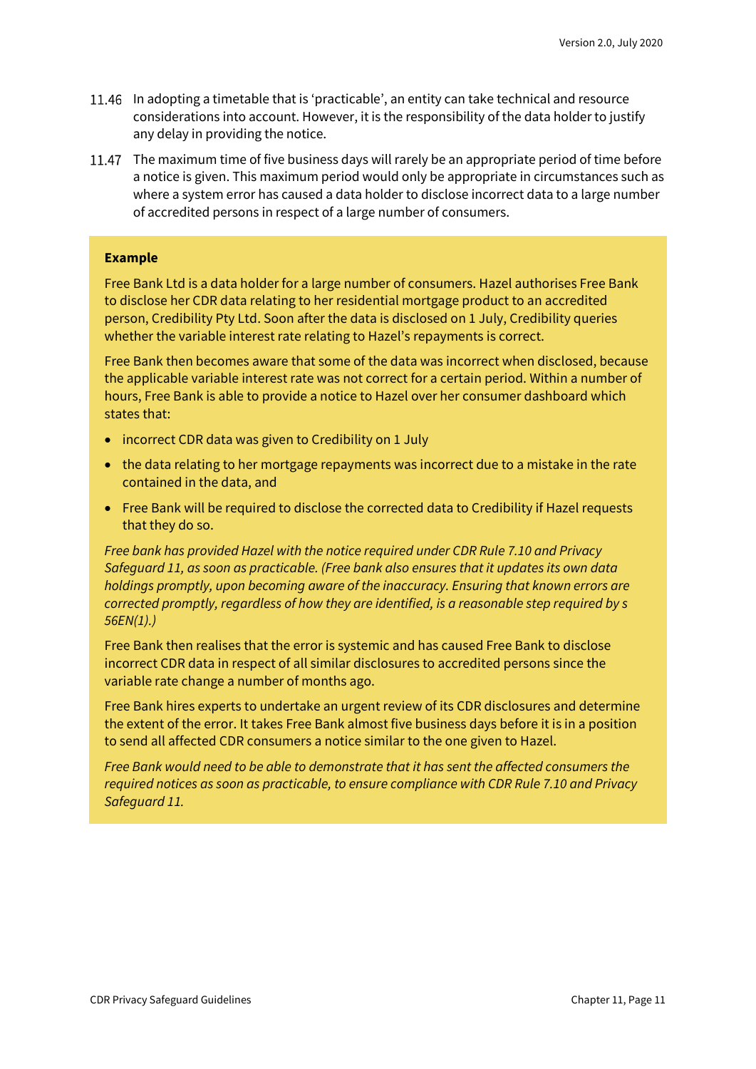11.46 In adopting a timetable that is 'practicable', an entity can take technical and resource considerations into account. However, it is the responsibility of the data holder to justify any delay in providing the notice.

11.47 The maximum time of five business days will rarely be an appropriate period of time before a notice is given. This maximum period would only be appropriate in circumstances such as where a system error has caused a data holder to disclose incorrect data to a large number of accredited persons in respect of a large number of consumers.

**Example**

Free Bank Ltd is a data holder for a large number of consumers. Hazel authorises Free Bank to disclose her CDR data relating to her residential mortgage product to an accredited person, Credibility Pty Ltd. Soon after the data is disclosed on 1 July, Credibility queries whether the variable interest rate relating to Hazel's repayments is correct.

Free Bank then becomes aware that some of the data was incorrect when disclosed, because the applicable variable interest rate was not correct for a certain period. Within a number of hours, Free Bank is able to provide a notice to Hazel over her consumer dashboard which states that:

- incorrect CDR data was given to Credibility on 1 July
- the data relating to her mortgage repayments was incorrect due to a mistake in the rate contained in the data, and
- Free Bank will be required to disclose the corrected data to Credibility if Hazel requests that they do so.

*Free bank has provided Hazel with the notice required under CDR Rule 7.10 and Privacy Safeguard 11, as soon as practicable. (Free bank also ensures that it updates its own data holdings promptly, upon becoming aware of the inaccuracy. Ensuring that known errors are corrected promptly, regardless of how they are identified, is a reasonable step required by s 56EN(1).)*

Free Bank then realises that the error is systemic and has caused Free Bank to disclose incorrect CDR data in respect of all similar disclosures to accredited persons since the variable rate change a number of months ago.

Free Bank hires experts to undertake an urgent review of its CDR disclosures and determine the extent of the error. It takes Free Bank almost five business days before it is in a position to send all affected CDR consumers a notice similar to the one given to Hazel.

*Free Bank would need to be able to demonstrate that it has sent the affected consumers the required notices as soon as practicable, to ensure compliance with CDR Rule 7.10 and Privacy Safeguard 11.*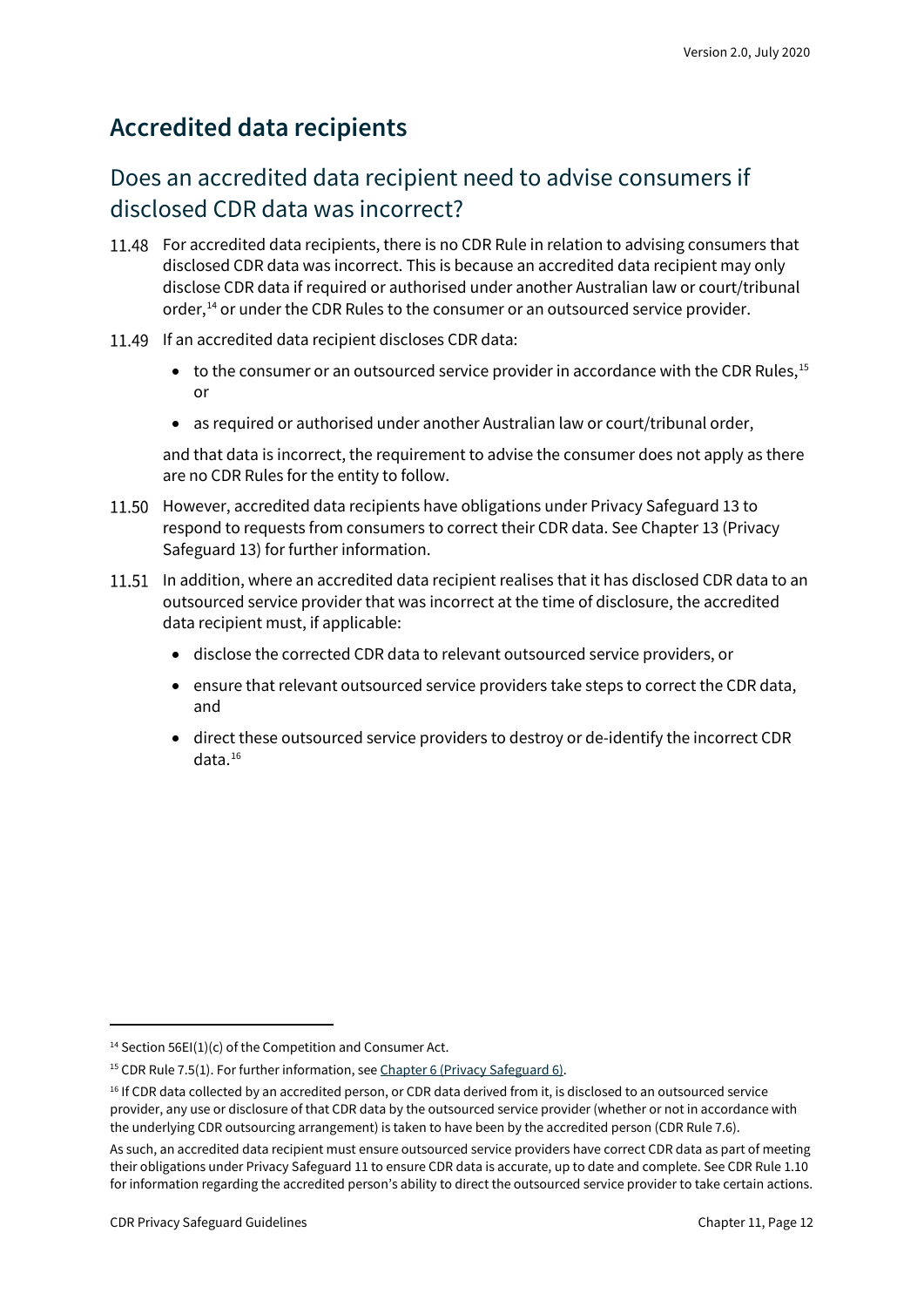## Accredited data recipients

### Does an accredited data recipient need to advise consumers if disclosed CDR data was incorrect?

11.48 For accredited data recipients, there is no CDR Rule in relation to advising consumers that disclosed CDR data was incorrect. This is because an accredited data recipient may only disclose CDR data if required or authorised under another Australian law or court/tribunal order,[14] or under the CDR Rules to the consumer or an outsourced service provider.

11.49 If an accredited data recipient discloses CDR data:

- to the consumer or an outsourced service provider in accordance with the CDR Rules,[15] or
- as required or authorised under another Australian law or court/tribunal order,

and that data is incorrect, the requirement to advise the consumer does not apply as there are no CDR Rules for the entity to follow.

11.50 However, accredited data recipients have obligations under Privacy Safeguard 13 to respond to requests from consumers to correct their CDR data. See Chapter 13 (Privacy Safeguard 13) for further information.

11.51 In addition, where an accredited data recipient realises that it has disclosed CDR data to an outsourced service provider that was incorrect at the time of disclosure, the accredited data recipient must, if applicable:

- disclose the corrected CDR data to relevant outsourced service providers, or
- ensure that relevant outsourced service providers take steps to correct the CDR data, and
- direct these outsourced service providers to destroy or de-identify the incorrect CDR data.[16]

---

[14] Section 56EI(1)(c) of the Competition and Consumer Act.

[15] CDR Rule 7.5(1). For further information, see Chapter 6 (Privacy Safeguard 6).

[16] If CDR data collected by an accredited person, or CDR data derived from it, is disclosed to an outsourced service provider, any use or disclosure of that CDR data by the outsourced service provider (whether or not in accordance with the underlying CDR outsourcing arrangement) is taken to have been by the accredited person (CDR Rule 7.6).

As such, an accredited data recipient must ensure outsourced service providers have correct CDR data as part of meeting their obligations under Privacy Safeguard 11 to ensure CDR data is accurate, up to date and complete. See CDR Rule 1.10 for information regarding the accredited person's ability to direct the outsourced service provider to take certain actions.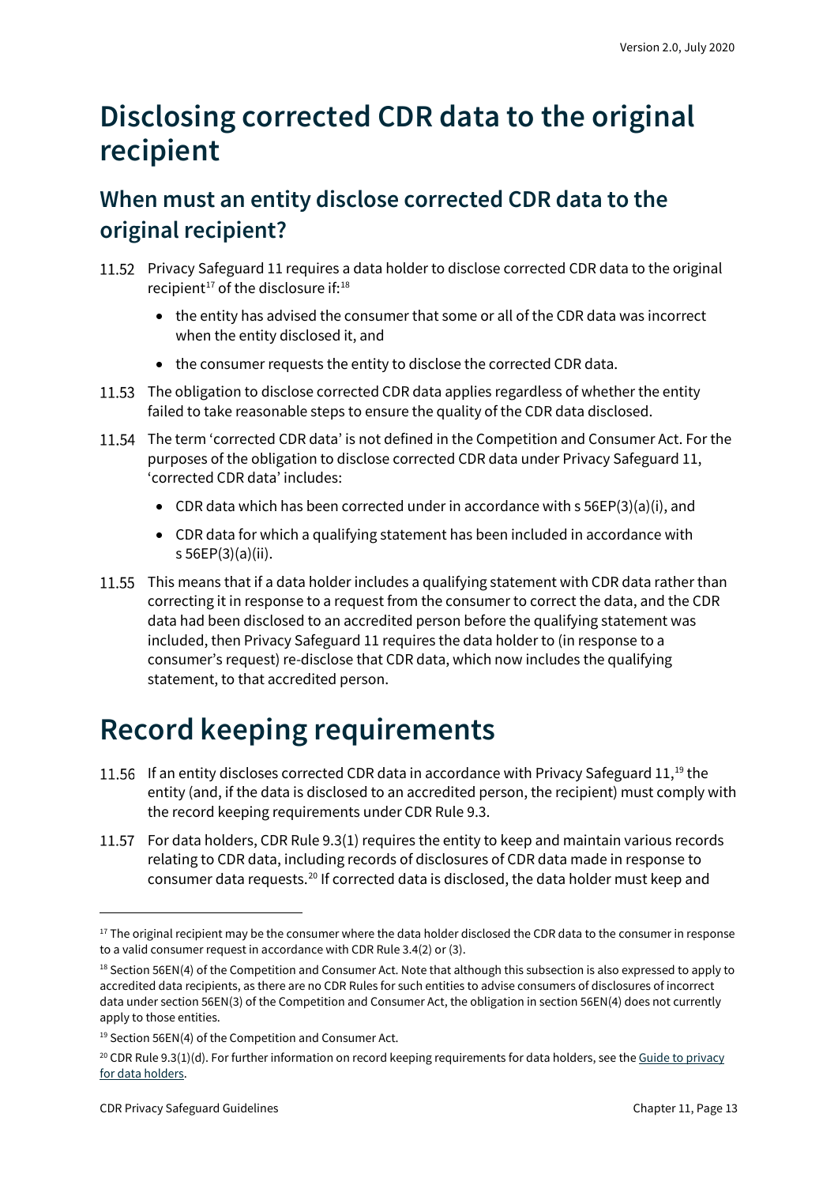# Disclosing corrected CDR data to the original recipient

## When must an entity disclose corrected CDR data to the original recipient?

11.52 Privacy Safeguard 11 requires a data holder to disclose corrected CDR data to the original recipient[17] of the disclosure if:[18]

- the entity has advised the consumer that some or all of the CDR data was incorrect when the entity disclosed it, and
- the consumer requests the entity to disclose the corrected CDR data.

11.53 The obligation to disclose corrected CDR data applies regardless of whether the entity failed to take reasonable steps to ensure the quality of the CDR data disclosed.

11.54 The term 'corrected CDR data' is not defined in the Competition and Consumer Act. For the purposes of the obligation to disclose corrected CDR data under Privacy Safeguard 11, 'corrected CDR data' includes:

- CDR data which has been corrected under in accordance with s 56EP(3)(a)(i), and
- CDR data for which a qualifying statement has been included in accordance with s 56EP(3)(a)(ii).

11.55 This means that if a data holder includes a qualifying statement with CDR data rather than correcting it in response to a request from the consumer to correct the data, and the CDR data had been disclosed to an accredited person before the qualifying statement was included, then Privacy Safeguard 11 requires the data holder to (in response to a consumer's request) re-disclose that CDR data, which now includes the qualifying statement, to that accredited person.

# Record keeping requirements

11.56 If an entity discloses corrected CDR data in accordance with Privacy Safeguard 11,[19] the entity (and, if the data is disclosed to an accredited person, the recipient) must comply with the record keeping requirements under CDR Rule 9.3.

11.57 For data holders, CDR Rule 9.3(1) requires the entity to keep and maintain various records relating to CDR data, including records of disclosures of CDR data made in response to consumer data requests.[20] If corrected data is disclosed, the data holder must keep and

---

[17] The original recipient may be the consumer where the data holder disclosed the CDR data to the consumer in response to a valid consumer request in accordance with CDR Rule 3.4(2) or (3).

[18] Section 56EN(4) of the Competition and Consumer Act. Note that although this subsection is also expressed to apply to accredited data recipients, as there are no CDR Rules for such entities to advise consumers of disclosures of incorrect data under section 56EN(3) of the Competition and Consumer Act, the obligation in section 56EN(4) does not currently apply to those entities.

[19] Section 56EN(4) of the Competition and Consumer Act.

[20] CDR Rule 9.3(1)(d). For further information on record keeping requirements for data holders, see the Guide to privacy for data holders.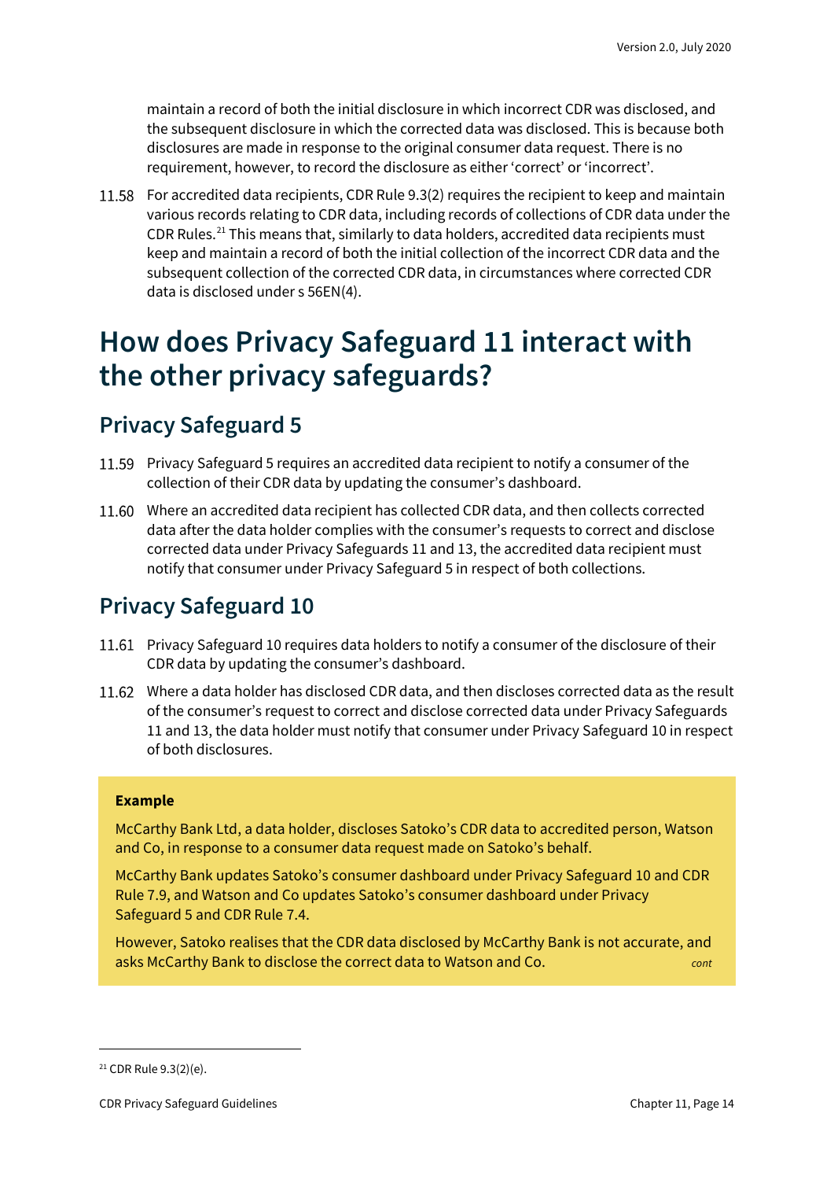maintain a record of both the initial disclosure in which incorrect CDR was disclosed, and the subsequent disclosure in which the corrected data was disclosed. This is because both disclosures are made in response to the original consumer data request. There is no requirement, however, to record the disclosure as either 'correct' or 'incorrect'.

11.58 For accredited data recipients, CDR Rule 9.3(2) requires the recipient to keep and maintain various records relating to CDR data, including records of collections of CDR data under the CDR Rules.[21] This means that, similarly to data holders, accredited data recipients must keep and maintain a record of both the initial collection of the incorrect CDR data and the subsequent collection of the corrected CDR data, in circumstances where corrected CDR data is disclosed under s 56EN(4).

# How does Privacy Safeguard 11 interact with the other privacy safeguards?

## Privacy Safeguard 5

11.59 Privacy Safeguard 5 requires an accredited data recipient to notify a consumer of the collection of their CDR data by updating the consumer's dashboard.

11.60 Where an accredited data recipient has collected CDR data, and then collects corrected data after the data holder complies with the consumer's requests to correct and disclose corrected data under Privacy Safeguards 11 and 13, the accredited data recipient must notify that consumer under Privacy Safeguard 5 in respect of both collections.

## Privacy Safeguard 10

11.61 Privacy Safeguard 10 requires data holders to notify a consumer of the disclosure of their CDR data by updating the consumer's dashboard.

11.62 Where a data holder has disclosed CDR data, and then discloses corrected data as the result of the consumer's request to correct and disclose corrected data under Privacy Safeguards 11 and 13, the data holder must notify that consumer under Privacy Safeguard 10 in respect of both disclosures.

> **Example**
>
> McCarthy Bank Ltd, a data holder, discloses Satoko's CDR data to accredited person, Watson and Co, in response to a consumer data request made on Satoko's behalf.
>
> McCarthy Bank updates Satoko's consumer dashboard under Privacy Safeguard 10 and CDR Rule 7.9, and Watson and Co updates Satoko's consumer dashboard under Privacy Safeguard 5 and CDR Rule 7.4.
>
> However, Satoko realises that the CDR data disclosed by McCarthy Bank is not accurate, and asks McCarthy Bank to disclose the correct data to Watson and Co. *cont*

[21] CDR Rule 9.3(2)(e).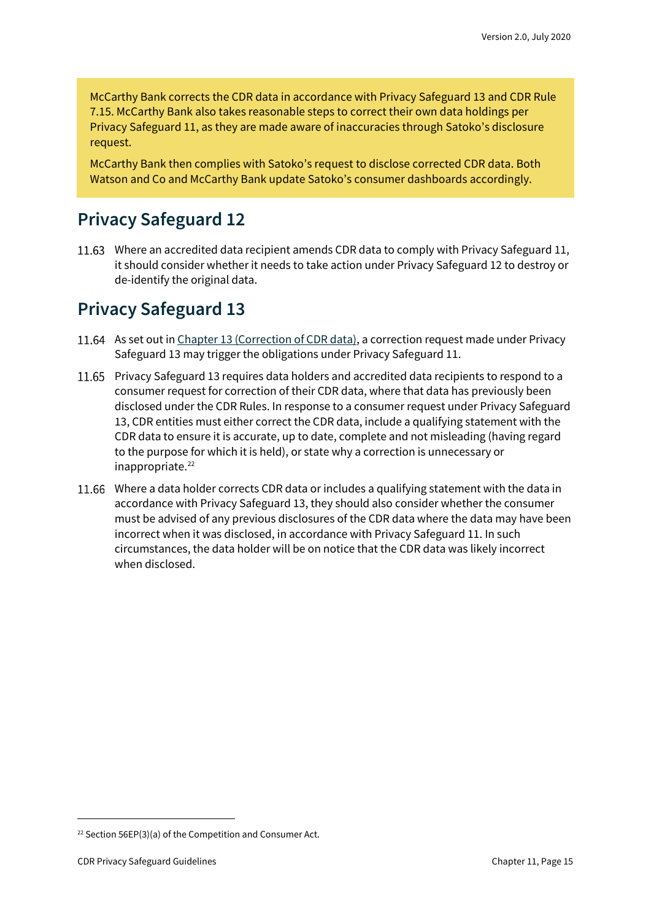McCarthy Bank corrects the CDR data in accordance with Privacy Safeguard 13 and CDR Rule 7.15. McCarthy Bank also takes reasonable steps to correct their own data holdings per Privacy Safeguard 11, as they are made aware of inaccuracies through Satoko's disclosure request.

McCarthy Bank then complies with Satoko's request to disclose corrected CDR data. Both Watson and Co and McCarthy Bank update Satoko's consumer dashboards accordingly.

## Privacy Safeguard 12

11.63 Where an accredited data recipient amends CDR data to comply with Privacy Safeguard 11, it should consider whether it needs to take action under Privacy Safeguard 12 to destroy or de-identify the original data.

## Privacy Safeguard 13

11.64 As set out in Chapter 13 (Correction of CDR data), a correction request made under Privacy Safeguard 13 may trigger the obligations under Privacy Safeguard 11.

11.65 Privacy Safeguard 13 requires data holders and accredited data recipients to respond to a consumer request for correction of their CDR data, where that data has previously been disclosed under the CDR Rules. In response to a consumer request under Privacy Safeguard 13, CDR entities must either correct the CDR data, include a qualifying statement with the CDR data to ensure it is accurate, up to date, complete and not misleading (having regard to the purpose for which it is held), or state why a correction is unnecessary or inappropriate.[22]

11.66 Where a data holder corrects CDR data or includes a qualifying statement with the data in accordance with Privacy Safeguard 13, they should also consider whether the consumer must be advised of any previous disclosures of the CDR data where the data may have been incorrect when it was disclosed, in accordance with Privacy Safeguard 11. In such circumstances, the data holder will be on notice that the CDR data was likely incorrect when disclosed.

[22] Section 56EP(3)(a) of the Competition and Consumer Act.